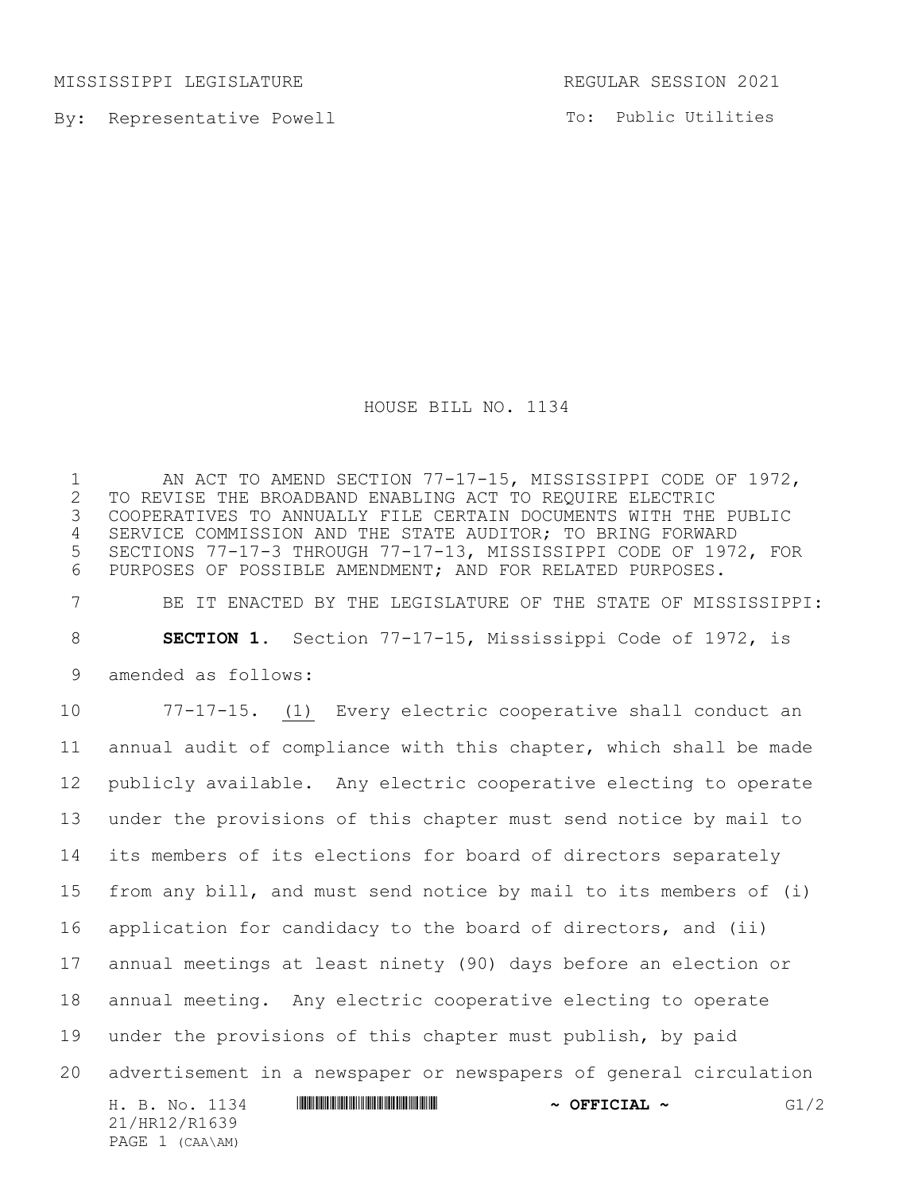MISSISSIPPI LEGISLATURE REGULAR SESSION 2021

By: Representative Powell

To: Public Utilities

# HOUSE BILL NO. 1134

AN ACT TO AMEND SECTION 77-17-15, MISSISSIPPI CODE OF 1972, TO REVISE THE BROADBAND ENABLING ACT TO REQUIRE ELECTRIC COOPERATIVES TO ANNUALLY FILE CERTAIN DOCUMENTS WITH THE PUBLIC SERVICE COMMISSION AND THE STATE AUDITOR; TO BRING FORWARD SECTIONS 77-17-3 THROUGH 77-17-13, MISSISSIPPI CODE OF 1972, FOR PURPOSES OF POSSIBLE AMENDMENT; AND FOR RELATED PURPOSES.

BE IT ENACTED BY THE LEGISLATURE OF THE STATE OF MISSISSIPPI:

**SECTION 1.** Section 77-17-15, Mississippi Code of 1972, is amended as follows:

77-17-15. (1) Every electric cooperative shall conduct an annual audit of compliance with this chapter, which shall be made publicly available. Any electric cooperative electing to operate under the provisions of this chapter must send notice by mail to its members of its elections for board of directors separately from any bill, and must send notice by mail to its members of (i) application for candidacy to the board of directors, and (ii) annual meetings at least ninety (90) days before an election or annual meeting. Any electric cooperative electing to operate under the provisions of this chapter must publish, by paid advertisement in a newspaper or newspapers of general circulation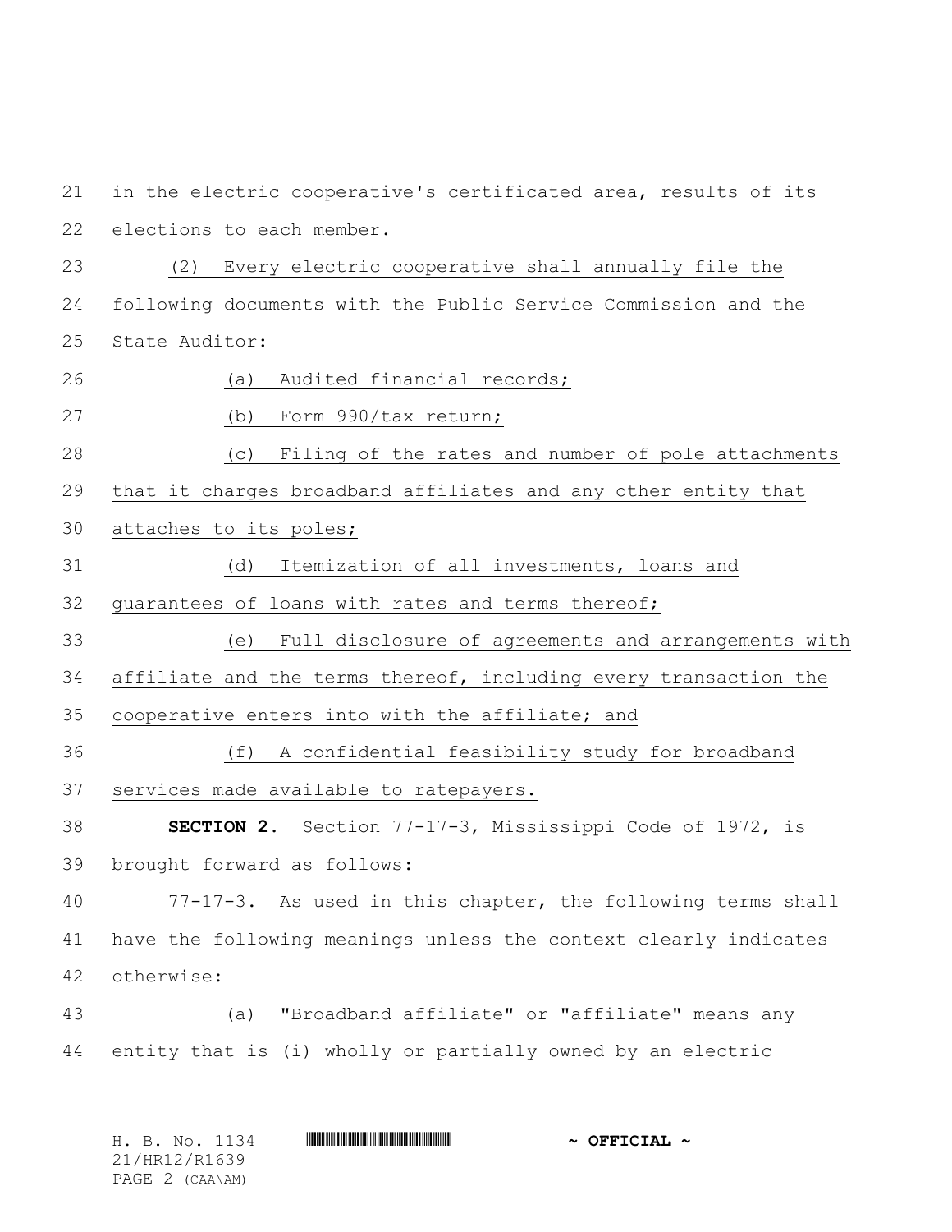in the electric cooperative's certificated area, results of its elections to each member.

(2) Every electric cooperative shall annually file the following documents with the Public Service Commission and the State Auditor:

(a) Audited financial records;

(b) Form 990/tax return;

(c) Filing of the rates and number of pole attachments that it charges broadband affiliates and any other entity that attaches to its poles;

(d) Itemization of all investments, loans and guarantees of loans with rates and terms thereof;

(e) Full disclosure of agreements and arrangements with affiliate and the terms thereof, including every transaction the cooperative enters into with the affiliate; and

(f) A confidential feasibility study for broadband services made available to ratepayers.

**SECTION 2.** Section 77-17-3, Mississippi Code of 1972, is brought forward as follows:

77-17-3. As used in this chapter, the following terms shall have the following meanings unless the context clearly indicates otherwise:

(a) "Broadband affiliate" or "affiliate" means any entity that is (i) wholly or partially owned by an electric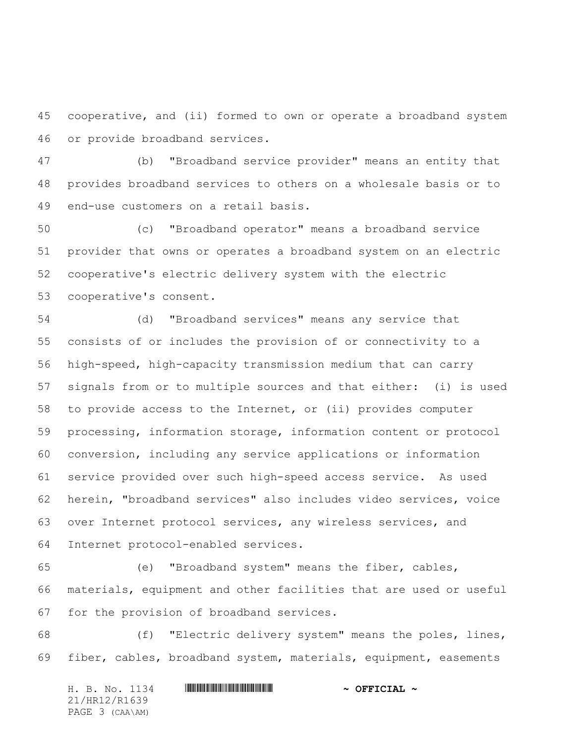cooperative, and (ii) formed to own or operate a broadband system or provide broadband services.

(b) "Broadband service provider" means an entity that provides broadband services to others on a wholesale basis or to end-use customers on a retail basis.

(c) "Broadband operator" means a broadband service provider that owns or operates a broadband system on an electric cooperative's electric delivery system with the electric cooperative's consent.

(d) "Broadband services" means any service that consists of or includes the provision of or connectivity to a high-speed, high-capacity transmission medium that can carry signals from or to multiple sources and that either: (i) is used to provide access to the Internet, or (ii) provides computer processing, information storage, information content or protocol conversion, including any service applications or information service provided over such high-speed access service. As used herein, "broadband services" also includes video services, voice over Internet protocol services, any wireless services, and Internet protocol-enabled services.

(e) "Broadband system" means the fiber, cables, materials, equipment and other facilities that are used or useful for the provision of broadband services.

(f) "Electric delivery system" means the poles, lines, fiber, cables, broadband system, materials, equipment, easements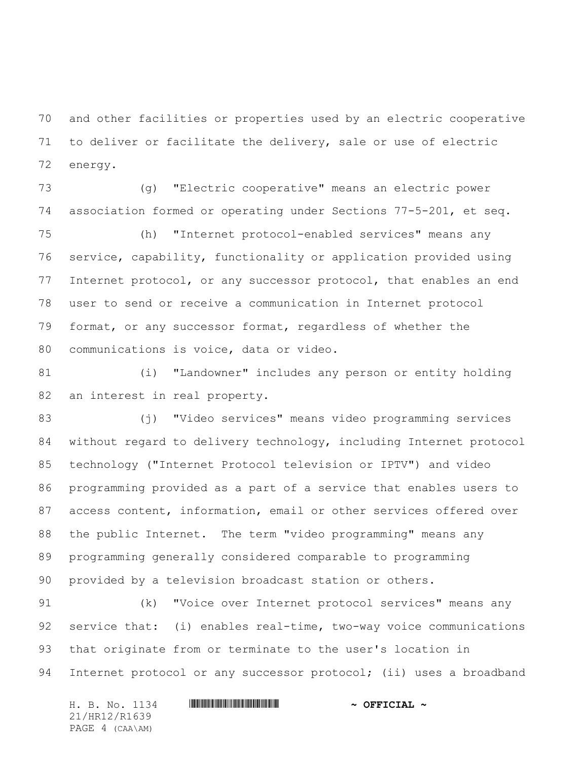and other facilities or properties used by an electric cooperative to deliver or facilitate the delivery, sale or use of electric energy.

(g) "Electric cooperative" means an electric power association formed or operating under Sections 77-5-201, et seq.

(h) "Internet protocol-enabled services" means any service, capability, functionality or application provided using Internet protocol, or any successor protocol, that enables an end user to send or receive a communication in Internet protocol format, or any successor format, regardless of whether the communications is voice, data or video.

(i) "Landowner" includes any person or entity holding an interest in real property.

(j) "Video services" means video programming services without regard to delivery technology, including Internet protocol technology ("Internet Protocol television or IPTV") and video programming provided as a part of a service that enables users to access content, information, email or other services offered over the public Internet. The term "video programming" means any programming generally considered comparable to programming provided by a television broadcast station or others.

(k) "Voice over Internet protocol services" means any service that: (i) enables real-time, two-way voice communications that originate from or terminate to the user's location in Internet protocol or any successor protocol; (ii) uses a broadband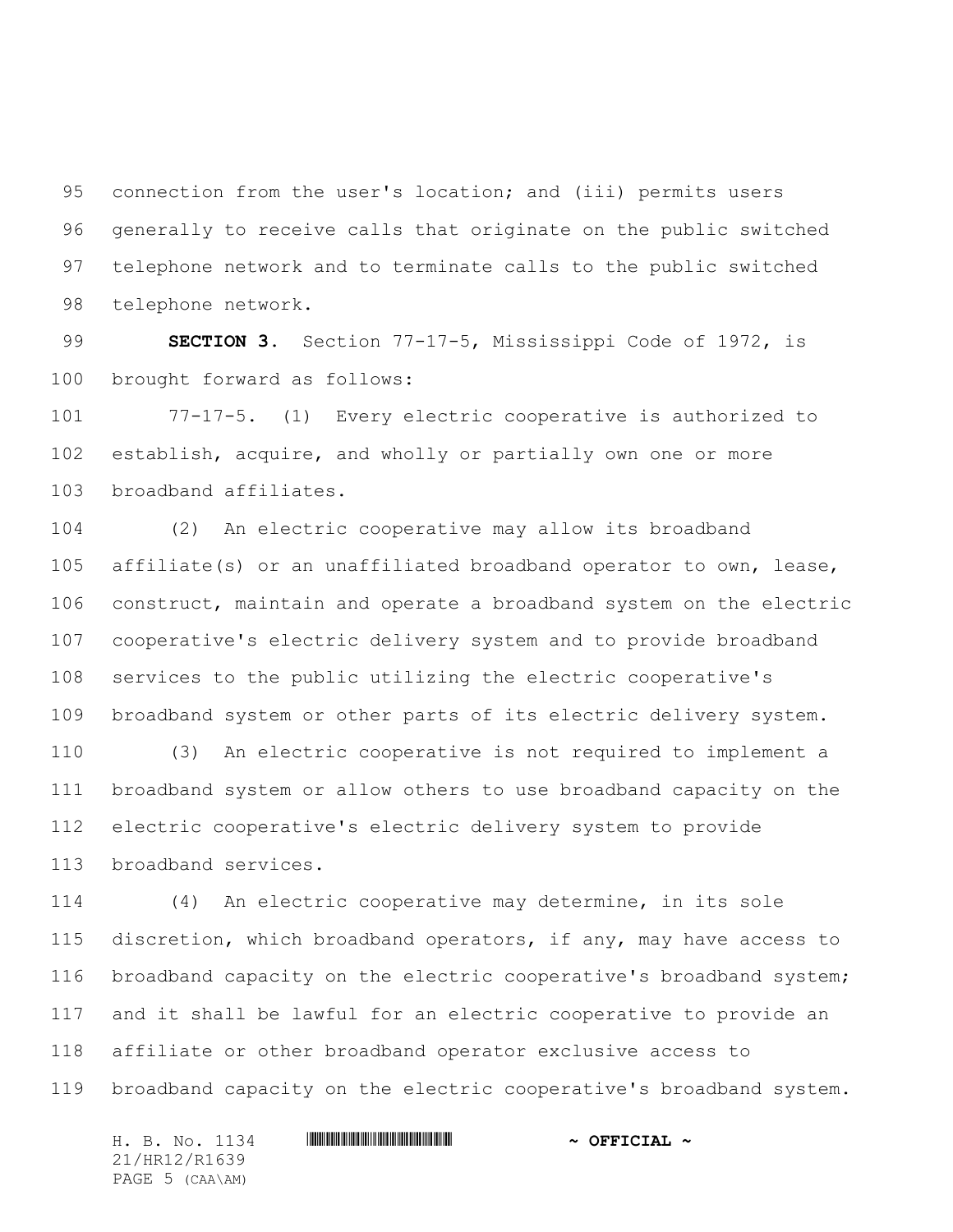connection from the user's location; and (iii) permits users generally to receive calls that originate on the public switched telephone network and to terminate calls to the public switched telephone network.

**SECTION 3.** Section 77-17-5, Mississippi Code of 1972, is brought forward as follows:

77-17-5. (1) Every electric cooperative is authorized to establish, acquire, and wholly or partially own one or more broadband affiliates.

(2) An electric cooperative may allow its broadband affiliate(s) or an unaffiliated broadband operator to own, lease, construct, maintain and operate a broadband system on the electric cooperative's electric delivery system and to provide broadband services to the public utilizing the electric cooperative's broadband system or other parts of its electric delivery system.

(3) An electric cooperative is not required to implement a broadband system or allow others to use broadband capacity on the electric cooperative's electric delivery system to provide broadband services.

(4) An electric cooperative may determine, in its sole discretion, which broadband operators, if any, may have access to broadband capacity on the electric cooperative's broadband system; and it shall be lawful for an electric cooperative to provide an affiliate or other broadband operator exclusive access to broadband capacity on the electric cooperative's broadband system.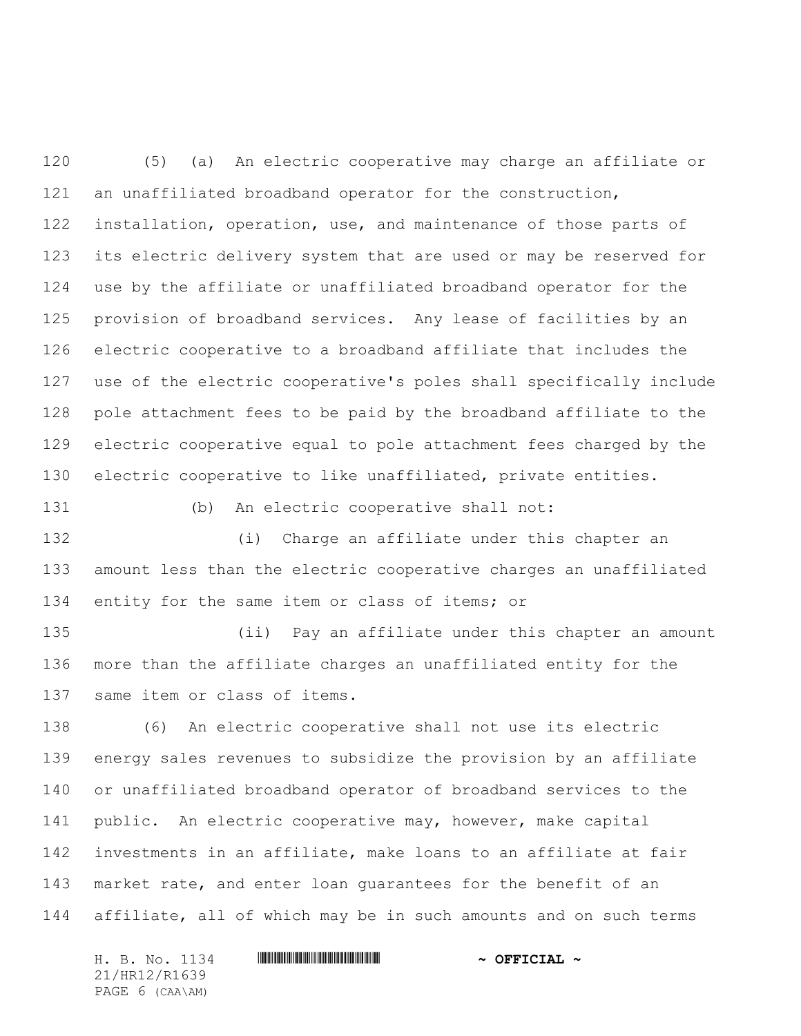(5) (a) An electric cooperative may charge an affiliate or an unaffiliated broadband operator for the construction, installation, operation, use, and maintenance of those parts of its electric delivery system that are used or may be reserved for use by the affiliate or unaffiliated broadband operator for the provision of broadband services. Any lease of facilities by an electric cooperative to a broadband affiliate that includes the use of the electric cooperative's poles shall specifically include pole attachment fees to be paid by the broadband affiliate to the electric cooperative equal to pole attachment fees charged by the electric cooperative to like unaffiliated, private entities.

(b) An electric cooperative shall not:

(i) Charge an affiliate under this chapter an amount less than the electric cooperative charges an unaffiliated entity for the same item or class of items; or

(ii) Pay an affiliate under this chapter an amount more than the affiliate charges an unaffiliated entity for the same item or class of items.

(6) An electric cooperative shall not use its electric energy sales revenues to subsidize the provision by an affiliate or unaffiliated broadband operator of broadband services to the public. An electric cooperative may, however, make capital investments in an affiliate, make loans to an affiliate at fair market rate, and enter loan guarantees for the benefit of an affiliate, all of which may be in such amounts and on such terms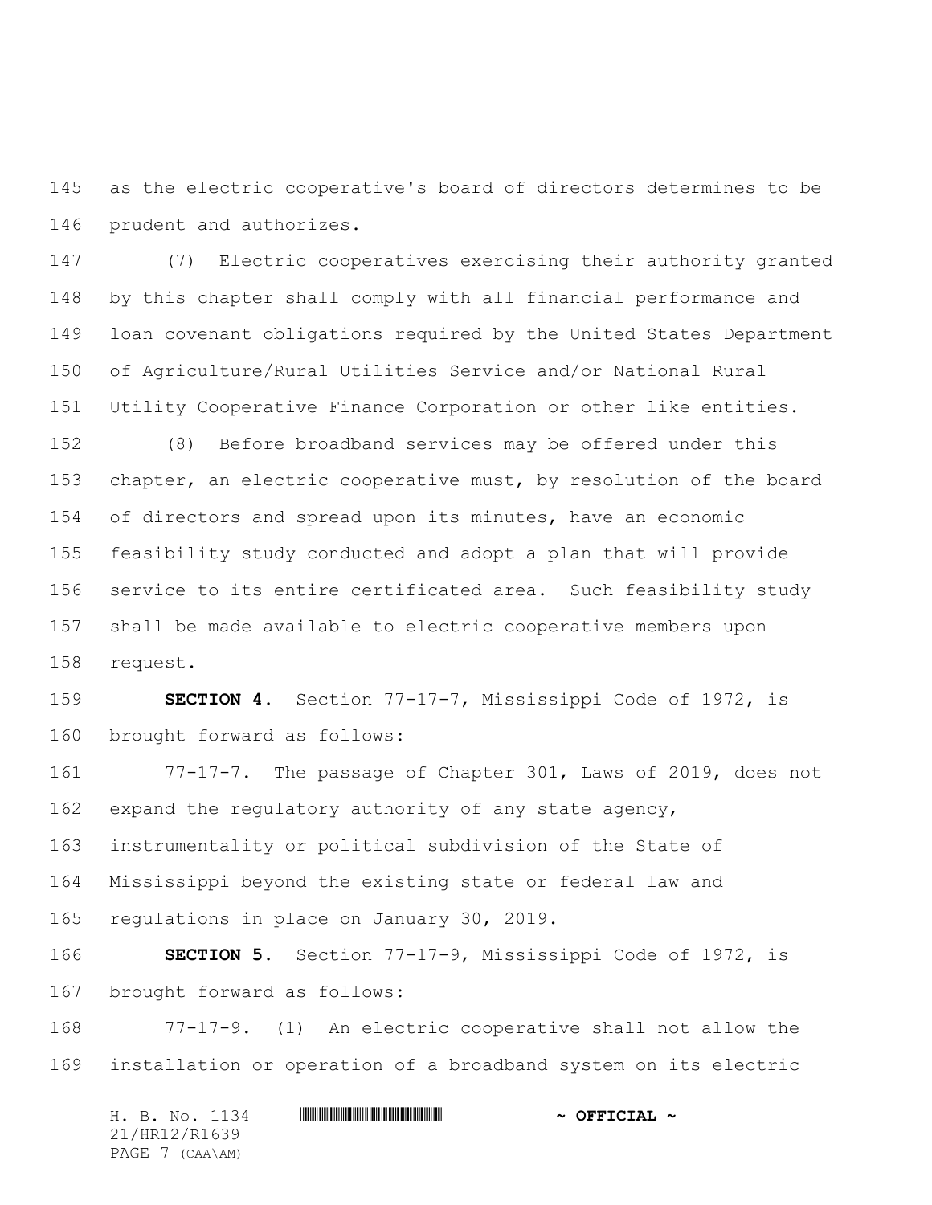as the electric cooperative's board of directors determines to be prudent and authorizes.

(7) Electric cooperatives exercising their authority granted by this chapter shall comply with all financial performance and loan covenant obligations required by the United States Department of Agriculture/Rural Utilities Service and/or National Rural Utility Cooperative Finance Corporation or other like entities.

(8) Before broadband services may be offered under this chapter, an electric cooperative must, by resolution of the board of directors and spread upon its minutes, have an economic feasibility study conducted and adopt a plan that will provide service to its entire certificated area. Such feasibility study shall be made available to electric cooperative members upon request.

**SECTION 4.** Section 77-17-7, Mississippi Code of 1972, is brought forward as follows:

77-17-7. The passage of Chapter 301, Laws of 2019, does not expand the regulatory authority of any state agency, instrumentality or political subdivision of the State of Mississippi beyond the existing state or federal law and regulations in place on January 30, 2019.

**SECTION 5.** Section 77-17-9, Mississippi Code of 1972, is brought forward as follows:

77-17-9. (1) An electric cooperative shall not allow the installation or operation of a broadband system on its electric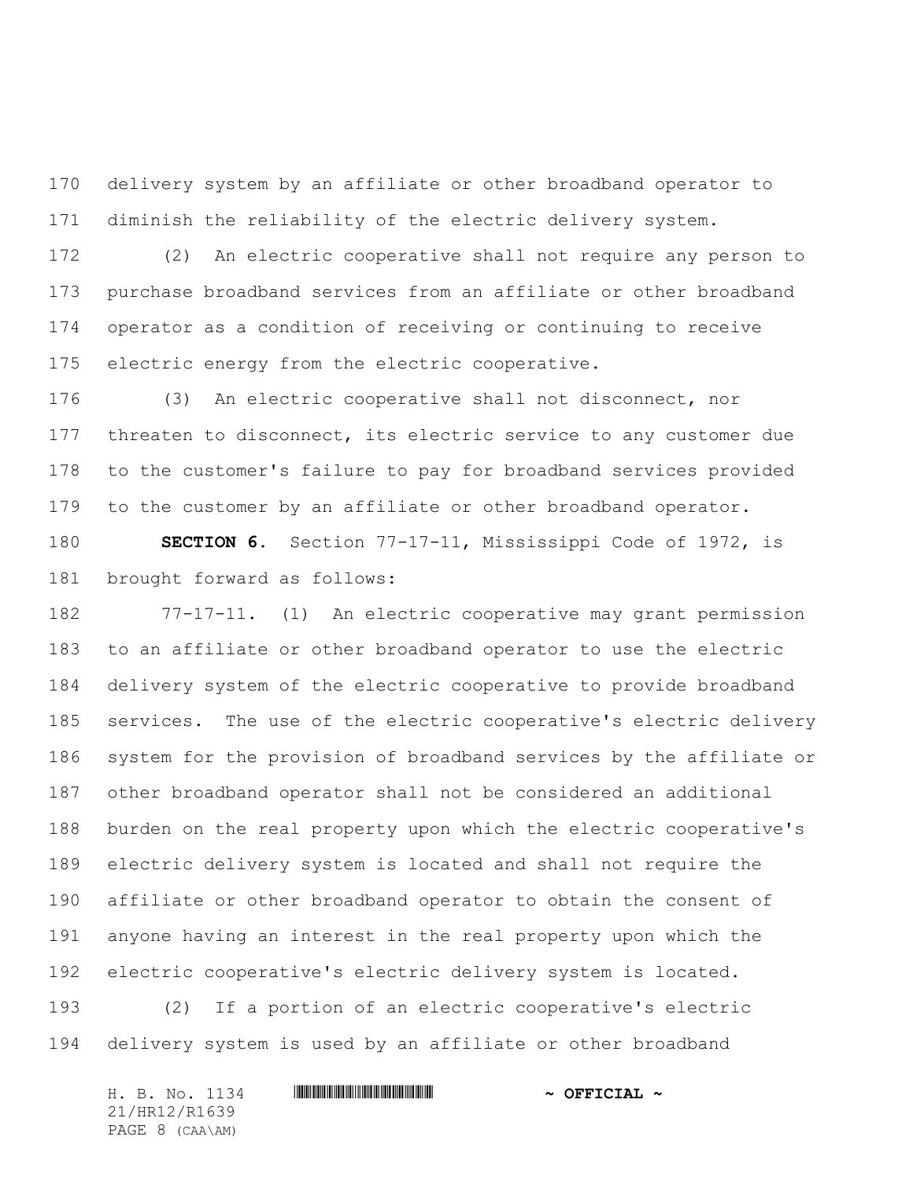delivery system by an affiliate or other broadband operator to diminish the reliability of the electric delivery system.

(2) An electric cooperative shall not require any person to purchase broadband services from an affiliate or other broadband operator as a condition of receiving or continuing to receive electric energy from the electric cooperative.

(3) An electric cooperative shall not disconnect, nor threaten to disconnect, its electric service to any customer due to the customer's failure to pay for broadband services provided to the customer by an affiliate or other broadband operator.

**SECTION 6.** Section 77-17-11, Mississippi Code of 1972, is brought forward as follows:

77-17-11. (1) An electric cooperative may grant permission to an affiliate or other broadband operator to use the electric delivery system of the electric cooperative to provide broadband services. The use of the electric cooperative's electric delivery system for the provision of broadband services by the affiliate or other broadband operator shall not be considered an additional burden on the real property upon which the electric cooperative's electric delivery system is located and shall not require the affiliate or other broadband operator to obtain the consent of anyone having an interest in the real property upon which the electric cooperative's electric delivery system is located.

(2) If a portion of an electric cooperative's electric delivery system is used by an affiliate or other broadband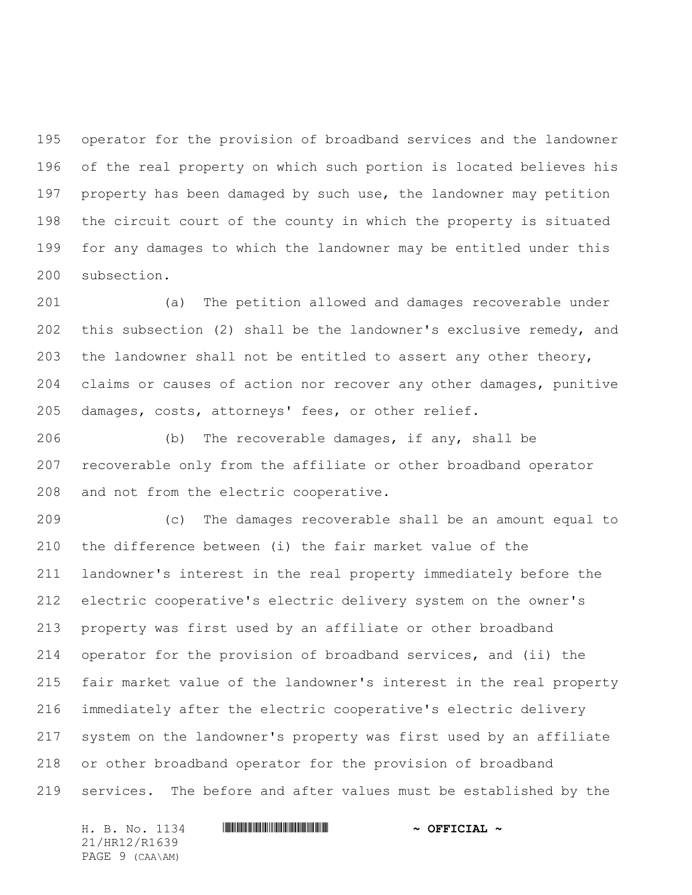operator for the provision of broadband services and the landowner of the real property on which such portion is located believes his property has been damaged by such use, the landowner may petition the circuit court of the county in which the property is situated for any damages to which the landowner may be entitled under this subsection.

(a) The petition allowed and damages recoverable under this subsection (2) shall be the landowner's exclusive remedy, and the landowner shall not be entitled to assert any other theory, claims or causes of action nor recover any other damages, punitive damages, costs, attorneys' fees, or other relief.

(b) The recoverable damages, if any, shall be recoverable only from the affiliate or other broadband operator and not from the electric cooperative.

(c) The damages recoverable shall be an amount equal to the difference between (i) the fair market value of the landowner's interest in the real property immediately before the electric cooperative's electric delivery system on the owner's property was first used by an affiliate or other broadband operator for the provision of broadband services, and (ii) the fair market value of the landowner's interest in the real property immediately after the electric cooperative's electric delivery system on the landowner's property was first used by an affiliate or other broadband operator for the provision of broadband services. The before and after values must be established by the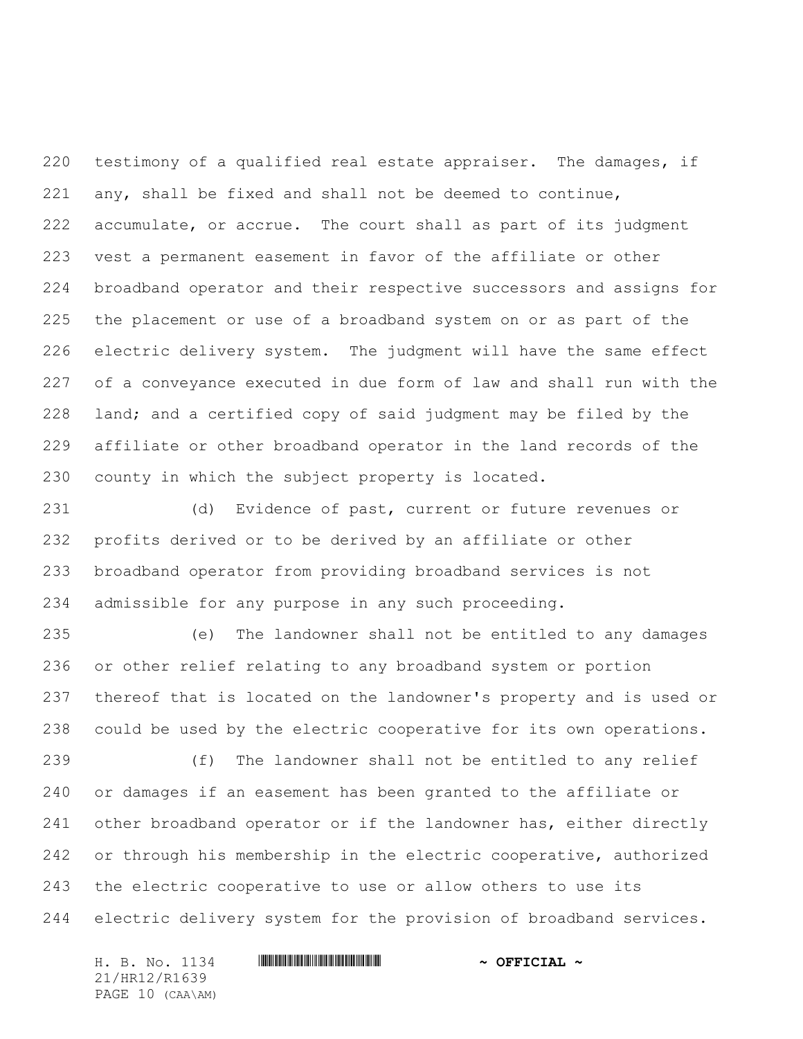testimony of a qualified real estate appraiser. The damages, if any, shall be fixed and shall not be deemed to continue, accumulate, or accrue. The court shall as part of its judgment vest a permanent easement in favor of the affiliate or other broadband operator and their respective successors and assigns for the placement or use of a broadband system on or as part of the electric delivery system. The judgment will have the same effect of a conveyance executed in due form of law and shall run with the land; and a certified copy of said judgment may be filed by the affiliate or other broadband operator in the land records of the county in which the subject property is located.

(d) Evidence of past, current or future revenues or profits derived or to be derived by an affiliate or other broadband operator from providing broadband services is not admissible for any purpose in any such proceeding.

(e) The landowner shall not be entitled to any damages or other relief relating to any broadband system or portion thereof that is located on the landowner's property and is used or could be used by the electric cooperative for its own operations.

(f) The landowner shall not be entitled to any relief or damages if an easement has been granted to the affiliate or other broadband operator or if the landowner has, either directly or through his membership in the electric cooperative, authorized the electric cooperative to use or allow others to use its electric delivery system for the provision of broadband services.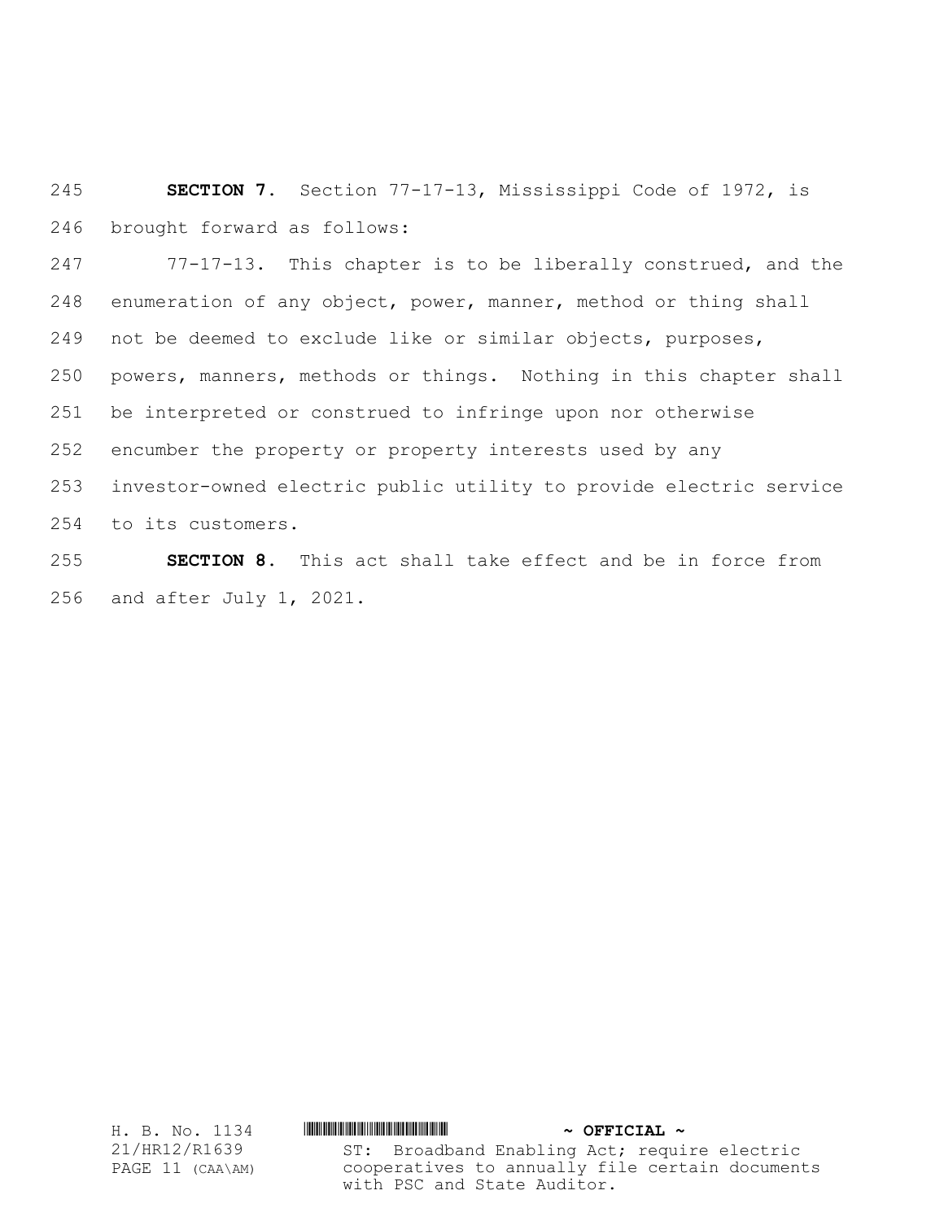**SECTION 7.** Section 77-17-13, Mississippi Code of 1972, is brought forward as follows:

77-17-13. This chapter is to be liberally construed, and the enumeration of any object, power, manner, method or thing shall not be deemed to exclude like or similar objects, purposes, powers, manners, methods or things. Nothing in this chapter shall be interpreted or construed to infringe upon nor otherwise encumber the property or property interests used by any investor-owned electric public utility to provide electric service to its customers.

**SECTION 8.** This act shall take effect and be in force from and after July 1, 2021.